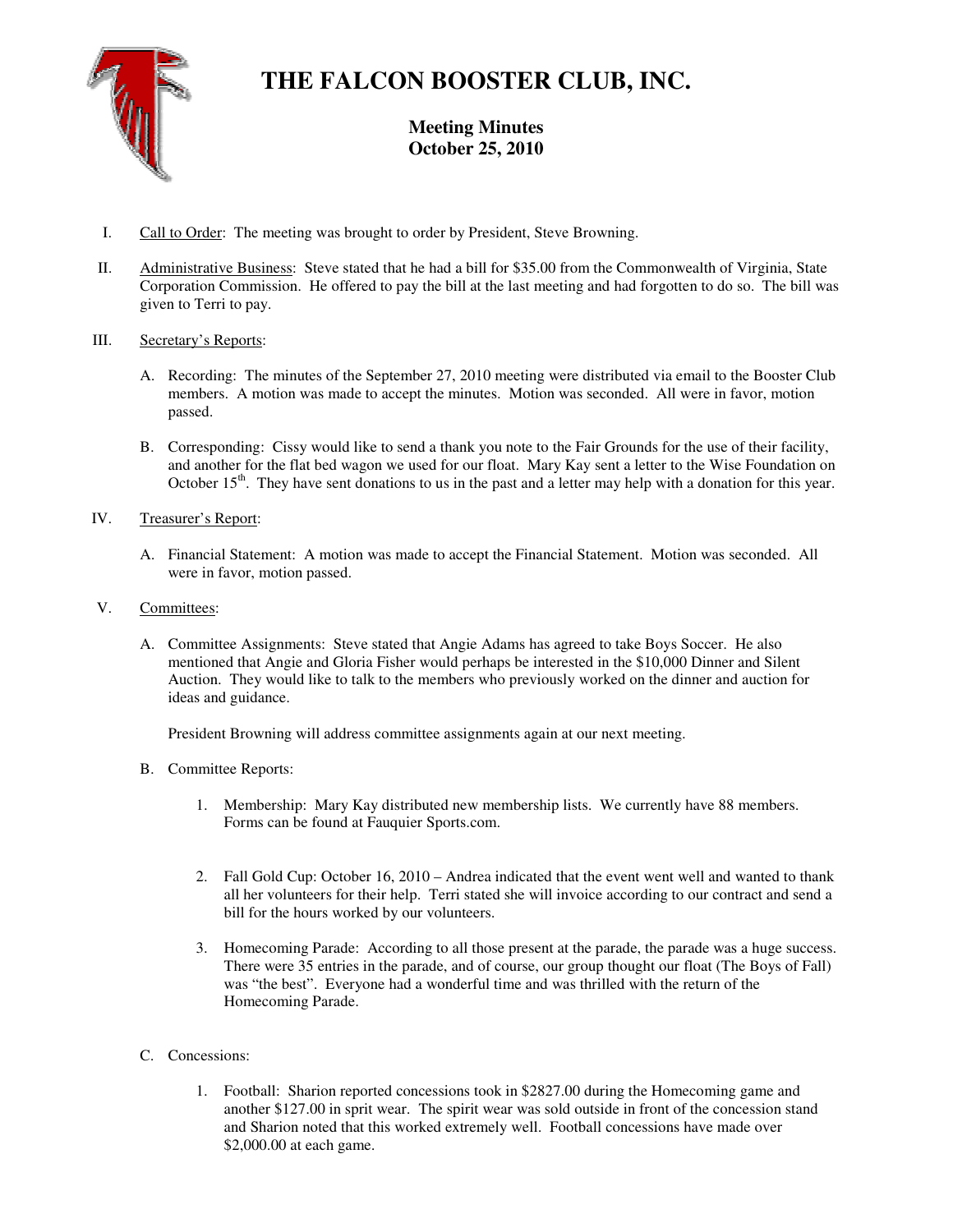# THE FALCON BOOSTER CLUB, INC.

## Meeting Minutes
## October 25, 2010

I. Call to Order: The meeting was brought to order by President, Steve Browning.

II. Administrative Business: Steve stated that he had a bill for $35.00 from the Commonwealth of Virginia, State Corporation Commission. He offered to pay the bill at the last meeting and had forgotten to do so. The bill was given to Terri to pay.

III. Secretary's Reports:

   A. Recording: The minutes of the September 27, 2010 meeting were distributed via email to the Booster Club members. A motion was made to accept the minutes. Motion was seconded. All were in favor, motion passed.

   B. Corresponding: Cissy would like to send a thank you note to the Fair Grounds for the use of their facility, and another for the flat bed wagon we used for our float. Mary Kay sent a letter to the Wise Foundation on October 15th. They have sent donations to us in the past and a letter may help with a donation for this year.

IV. Treasurer's Report:

   A. Financial Statement: A motion was made to accept the Financial Statement. Motion was seconded. All were in favor, motion passed.

V. Committees:

   A. Committee Assignments: Steve stated that Angie Adams has agreed to take Boys Soccer. He also mentioned that Angie and Gloria Fisher would perhaps be interested in the $10,000 Dinner and Silent Auction. They would like to talk to the members who previously worked on the dinner and auction for ideas and guidance.

      President Browning will address committee assignments again at our next meeting.

   B. Committee Reports:

      1. Membership: Mary Kay distributed new membership lists. We currently have 88 members. Forms can be found at Fauquier Sports.com.

      2. Fall Gold Cup: October 16, 2010 – Andrea indicated that the event went well and wanted to thank all her volunteers for their help. Terri stated she will invoice according to our contract and send a bill for the hours worked by our volunteers.

      3. Homecoming Parade: According to all those present at the parade, the parade was a huge success. There were 35 entries in the parade, and of course, our group thought our float (The Boys of Fall) was "the best". Everyone had a wonderful time and was thrilled with the return of the Homecoming Parade.

   C. Concessions:

      1. Football: Sharion reported concessions took in $2827.00 during the Homecoming game and another $127.00 in sprit wear. The spirit wear was sold outside in front of the concession stand and Sharion noted that this worked extremely well. Football concessions have made over $2,000.00 at each game.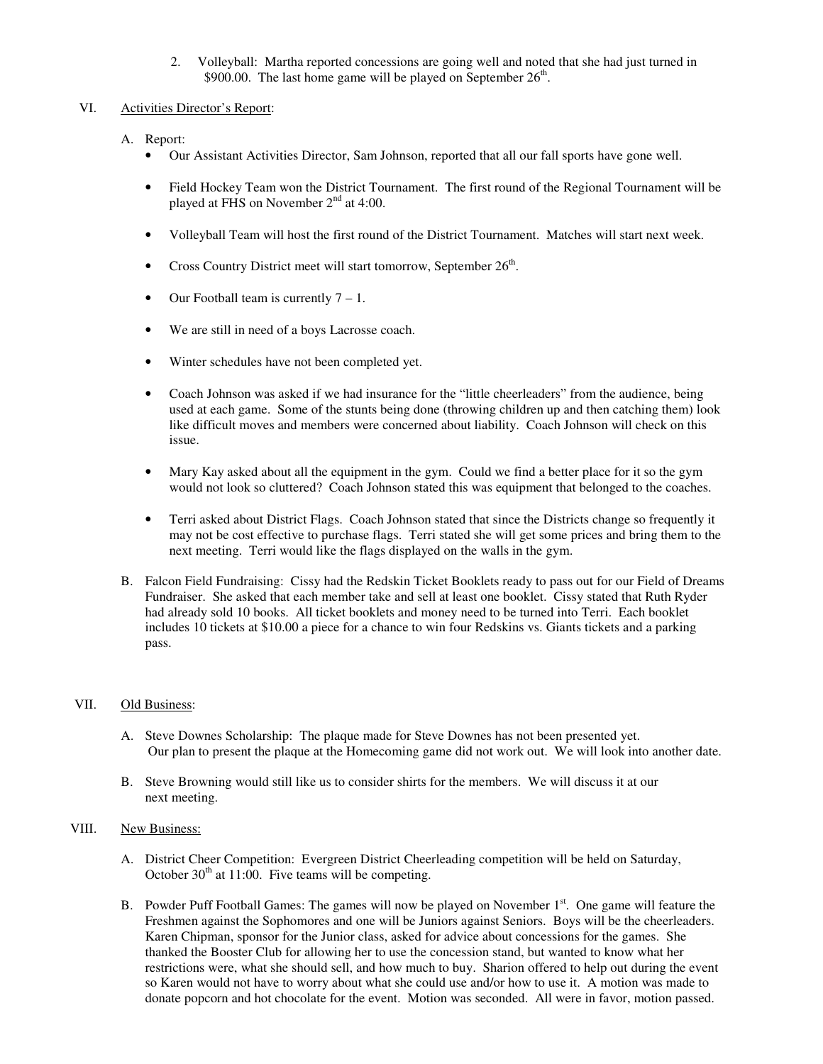2. Volleyball: Martha reported concessions are going well and noted that she had just turned in $900.00. The last home game will be played on September 26th.

VI. Activities Director's Report:

A. Report:

- Our Assistant Activities Director, Sam Johnson, reported that all our fall sports have gone well.
- Field Hockey Team won the District Tournament. The first round of the Regional Tournament will be played at FHS on November 2nd at 4:00.
- Volleyball Team will host the first round of the District Tournament. Matches will start next week.
- Cross Country District meet will start tomorrow, September 26th.
- Our Football team is currently 7 – 1.
- We are still in need of a boys Lacrosse coach.
- Winter schedules have not been completed yet.
- Coach Johnson was asked if we had insurance for the "little cheerleaders" from the audience, being used at each game. Some of the stunts being done (throwing children up and then catching them) look like difficult moves and members were concerned about liability. Coach Johnson will check on this issue.
- Mary Kay asked about all the equipment in the gym. Could we find a better place for it so the gym would not look so cluttered? Coach Johnson stated this was equipment that belonged to the coaches.
- Terri asked about District Flags. Coach Johnson stated that since the Districts change so frequently it may not be cost effective to purchase flags. Terri stated she will get some prices and bring them to the next meeting. Terri would like the flags displayed on the walls in the gym.

B. Falcon Field Fundraising: Cissy had the Redskin Ticket Booklets ready to pass out for our Field of Dreams Fundraiser. She asked that each member take and sell at least one booklet. Cissy stated that Ruth Ryder had already sold 10 books. All ticket booklets and money need to be turned into Terri. Each booklet includes 10 tickets at $10.00 a piece for a chance to win four Redskins vs. Giants tickets and a parking pass.

VII. Old Business:

A. Steve Downes Scholarship: The plaque made for Steve Downes has not been presented yet. Our plan to present the plaque at the Homecoming game did not work out. We will look into another date.

B. Steve Browning would still like us to consider shirts for the members. We will discuss it at our next meeting.

VIII. New Business:

A. District Cheer Competition: Evergreen District Cheerleading competition will be held on Saturday, October 30th at 11:00. Five teams will be competing.

B. Powder Puff Football Games: The games will now be played on November 1st. One game will feature the Freshmen against the Sophomores and one will be Juniors against Seniors. Boys will be the cheerleaders. Karen Chipman, sponsor for the Junior class, asked for advice about concessions for the games. She thanked the Booster Club for allowing her to use the concession stand, but wanted to know what her restrictions were, what she should sell, and how much to buy. Sharion offered to help out during the event so Karen would not have to worry about what she could use and/or how to use it. A motion was made to donate popcorn and hot chocolate for the event. Motion was seconded. All were in favor, motion passed.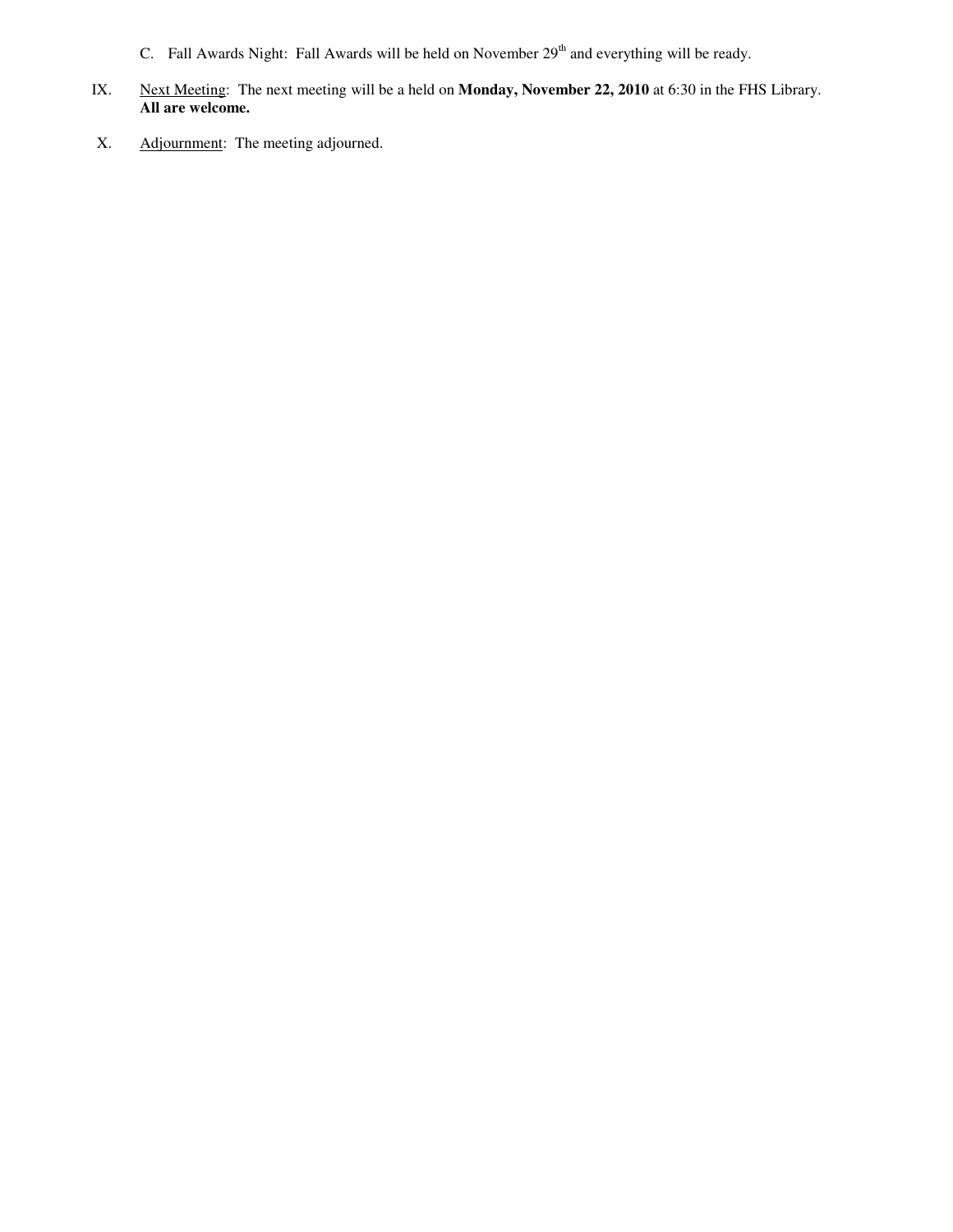C. Fall Awards Night: Fall Awards will be held on November 29th and everything will be ready.

IX. Next Meeting: The next meeting will be a held on **Monday, November 22, 2010** at 6:30 in the FHS Library. **All are welcome.**

X. Adjournment: The meeting adjourned.